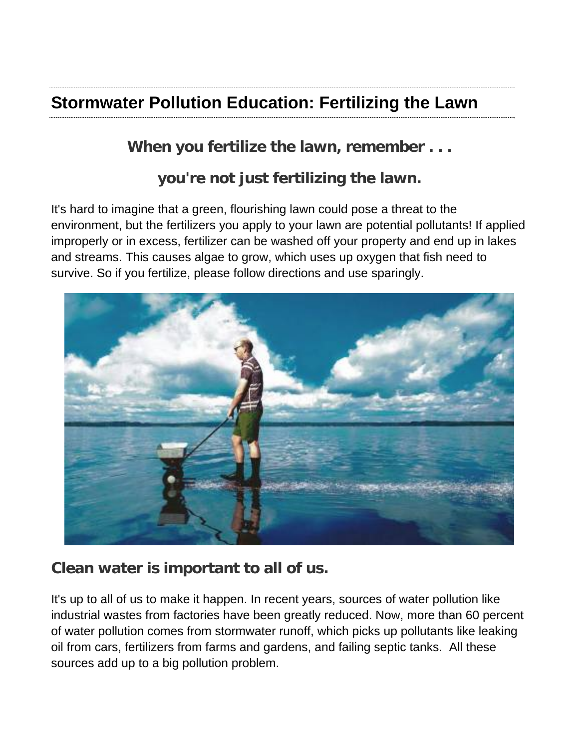# Stormwater Pollution Education: Fertilizing the Lawn

### When you fertilize the lawn, remember . . .

### you're not just fertilizing the lawn.

It's hard to imagine that a green, flourishing lawn could pose a threat to the environment, but the fertilizers you apply to your lawn are potential pollutants! If applied improperly or in excess, fertilizer can be washed off your property and end up in lakes and streams. This causes algae to grow, which uses up oxygen that fish need to survive. So if you fertilize, please follow directions and use sparingly.

## Clean water is important to all of us.

It's up to all of us to make it happen. In recent years, sources of water pollution like industrial wastes from factories have been greatly reduced. Now, more than 60 percent of water pollution comes from stormwater runoff, which picks up pollutants like leaking oil from cars, fertilizers from farms and gardens, and failing septic tanks. All these sources add up to a big pollution problem.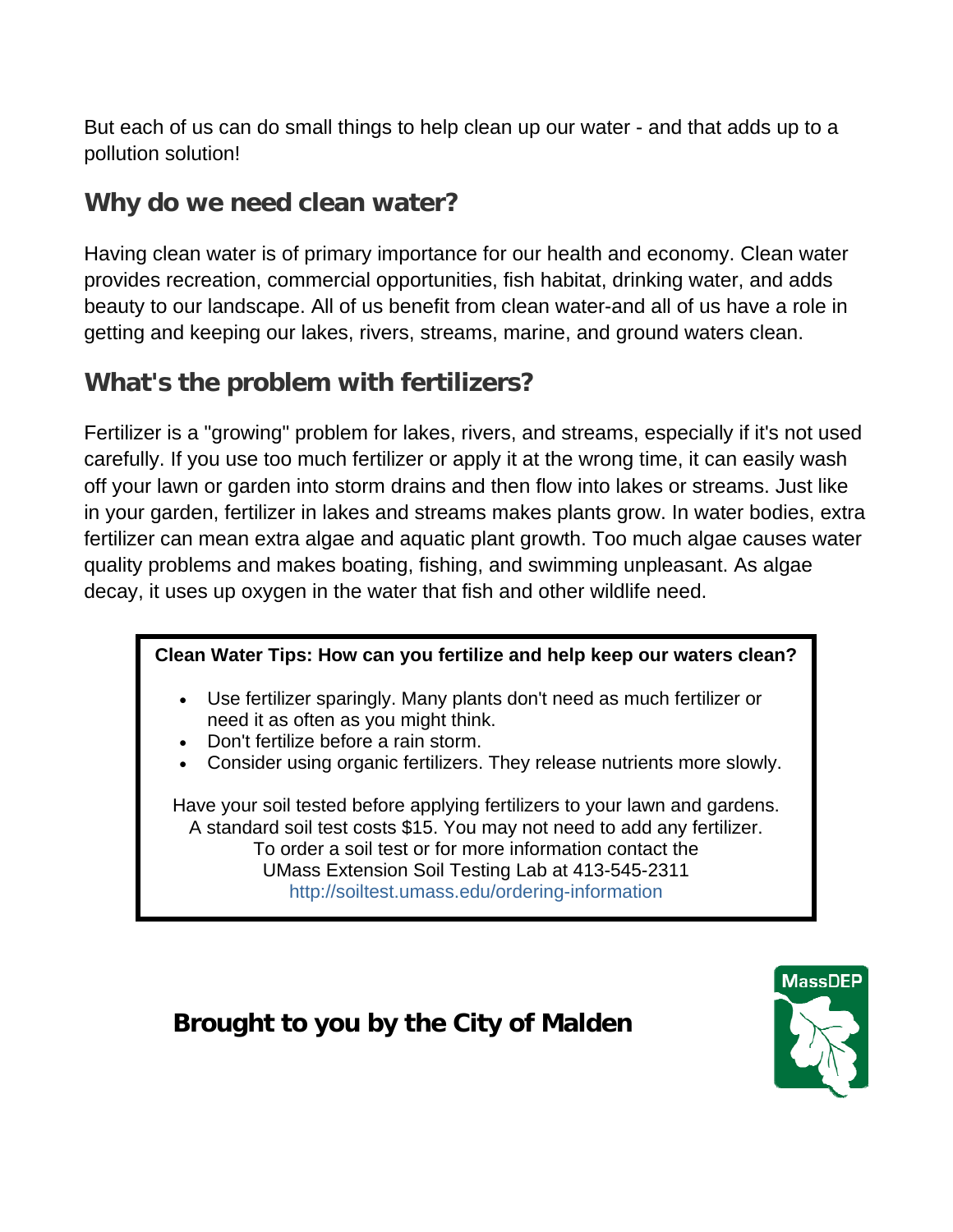But each of us can do small things to help clean up our water - and that adds up to a pollution solution!

## Why do we need clean water?

Having clean water is of primary importance for our health and economy. Clean water provides recreation, commercial opportunities, fish habitat, drinking water, and adds beauty to our landscape. All of us benefit from clean water-and all of us have a role in getting and keeping our lakes, rivers, streams, marine, and ground waters clean.

## What's the problem with fertilizers?

Fertilizer is a "growing" problem for lakes, rivers, and streams, especially if it's not used carefully. If you use too much fertilizer or apply it at the wrong time, it can easily wash off your lawn or garden into storm drains and then flow into lakes or streams. Just like in your garden, fertilizer in lakes and streams makes plants grow. In water bodies, extra fertilizer can mean extra algae and aquatic plant growth. Too much algae causes water quality problems and makes boating, fishing, and swimming unpleasant. As algae decay, it uses up oxygen in the water that fish and other wildlife need.

**Clean Water Tips: How can you fertilize and help keep our waters clean?**

- Use fertilizer sparingly. Many plants don't need as much fertilizer or need it as often as you might think.
- Don't fertilize before a rain storm.
- Consider using organic fertilizers. They release nutrients more slowly.

Have your soil tested before applying fertilizers to your lawn and gardens.
A standard soil test costs $15. You may not need to add any fertilizer.
To order a soil test or for more information contact the
UMass Extension Soil Testing Lab at 413-545-2311
http://soiltest.umass.edu/ordering-information

**Brought to you by the City of Malden**

MassDEP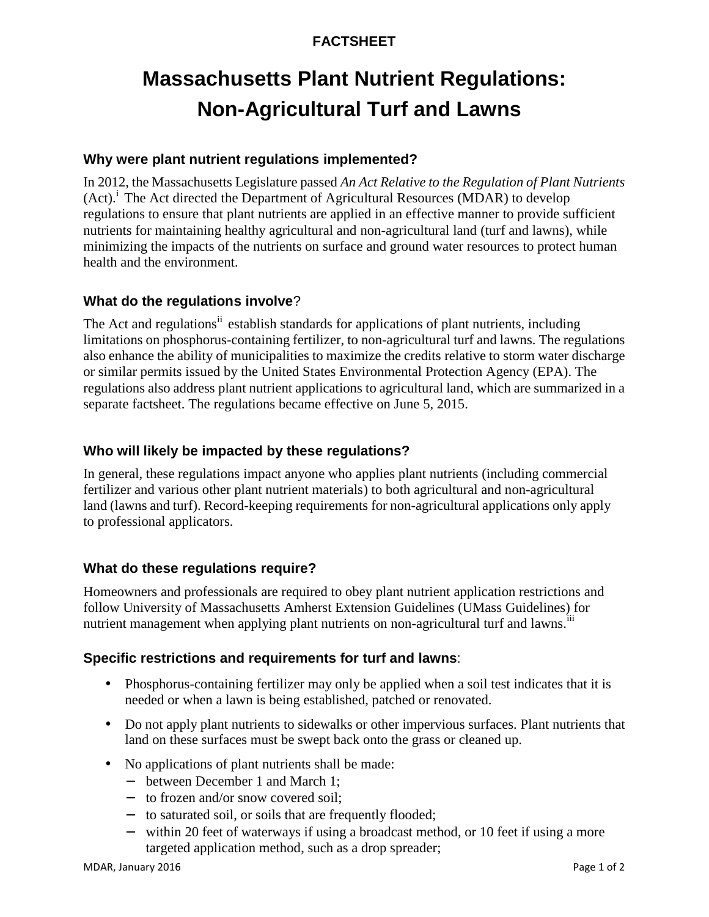**FACTSHEET**

# Massachusetts Plant Nutrient Regulations: Non-Agricultural Turf and Lawns

### Why were plant nutrient regulations implemented?

In 2012, the Massachusetts Legislature passed *An Act Relative to the Regulation of Plant Nutrients* (Act).[i] The Act directed the Department of Agricultural Resources (MDAR) to develop regulations to ensure that plant nutrients are applied in an effective manner to provide sufficient nutrients for maintaining healthy agricultural and non-agricultural land (turf and lawns), while minimizing the impacts of the nutrients on surface and ground water resources to protect human health and the environment.

### What do the regulations involve?

The Act and regulations[ii] establish standards for applications of plant nutrients, including limitations on phosphorus-containing fertilizer, to non-agricultural turf and lawns. The regulations also enhance the ability of municipalities to maximize the credits relative to storm water discharge or similar permits issued by the United States Environmental Protection Agency (EPA). The regulations also address plant nutrient applications to agricultural land, which are summarized in a separate factsheet. The regulations became effective on June 5, 2015.

### Who will likely be impacted by these regulations?

In general, these regulations impact anyone who applies plant nutrients (including commercial fertilizer and various other plant nutrient materials) to both agricultural and non-agricultural land (lawns and turf). Record-keeping requirements for non-agricultural applications only apply to professional applicators.

### What do these regulations require?

Homeowners and professionals are required to obey plant nutrient application restrictions and follow University of Massachusetts Amherst Extension Guidelines (UMass Guidelines) for nutrient management when applying plant nutrients on non-agricultural turf and lawns.[iii]

### Specific restrictions and requirements for turf and lawns:

- Phosphorus-containing fertilizer may only be applied when a soil test indicates that it is needed or when a lawn is being established, patched or renovated.
- Do not apply plant nutrients to sidewalks or other impervious surfaces. Plant nutrients that land on these surfaces must be swept back onto the grass or cleaned up.
- No applications of plant nutrients shall be made:
  - between December 1 and March 1;
  - to frozen and/or snow covered soil;
  - to saturated soil, or soils that are frequently flooded;
  - within 20 feet of waterways if using a broadcast method, or 10 feet if using a more targeted application method, such as a drop spreader;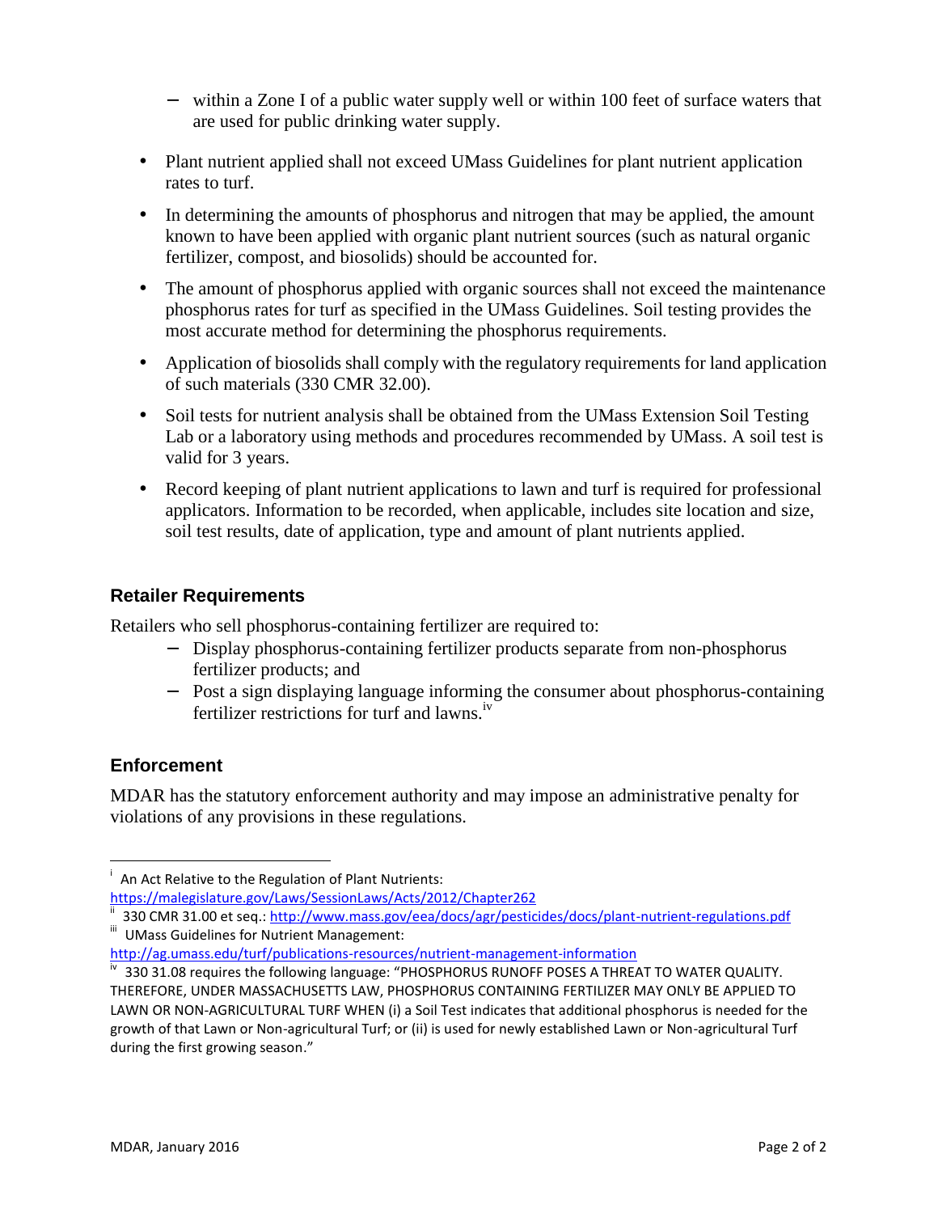- within a Zone I of a public water supply well or within 100 feet of surface waters that are used for public drinking water supply.

- Plant nutrient applied shall not exceed UMass Guidelines for plant nutrient application rates to turf.
- In determining the amounts of phosphorus and nitrogen that may be applied, the amount known to have been applied with organic plant nutrient sources (such as natural organic fertilizer, compost, and biosolids) should be accounted for.
- The amount of phosphorus applied with organic sources shall not exceed the maintenance phosphorus rates for turf as specified in the UMass Guidelines. Soil testing provides the most accurate method for determining the phosphorus requirements.
- Application of biosolids shall comply with the regulatory requirements for land application of such materials (330 CMR 32.00).
- Soil tests for nutrient analysis shall be obtained from the UMass Extension Soil Testing Lab or a laboratory using methods and procedures recommended by UMass. A soil test is valid for 3 years.
- Record keeping of plant nutrient applications to lawn and turf is required for professional applicators. Information to be recorded, when applicable, includes site location and size, soil test results, date of application, type and amount of plant nutrients applied.

## Retailer Requirements

Retailers who sell phosphorus-containing fertilizer are required to:

- Display phosphorus-containing fertilizer products separate from non-phosphorus fertilizer products; and
- Post a sign displaying language informing the consumer about phosphorus-containing fertilizer restrictions for turf and lawns.[iv]

## Enforcement

MDAR has the statutory enforcement authority and may impose an administrative penalty for violations of any provisions in these regulations.

---

[i] An Act Relative to the Regulation of Plant Nutrients: https://malegislature.gov/Laws/SessionLaws/Acts/2012/Chapter262

[ii] 330 CMR 31.00 et seq.: http://www.mass.gov/eea/docs/agr/pesticides/docs/plant-nutrient-regulations.pdf

[iii] UMass Guidelines for Nutrient Management: http://ag.umass.edu/turf/publications-resources/nutrient-management-information

[iv] 330 31.08 requires the following language: "PHOSPHORUS RUNOFF POSES A THREAT TO WATER QUALITY. THEREFORE, UNDER MASSACHUSETTS LAW, PHOSPHORUS CONTAINING FERTILIZER MAY ONLY BE APPLIED TO LAWN OR NON-AGRICULTURAL TURF WHEN (i) a Soil Test indicates that additional phosphorus is needed for the growth of that Lawn or Non-agricultural Turf; or (ii) is used for newly established Lawn or Non-agricultural Turf during the first growing season."